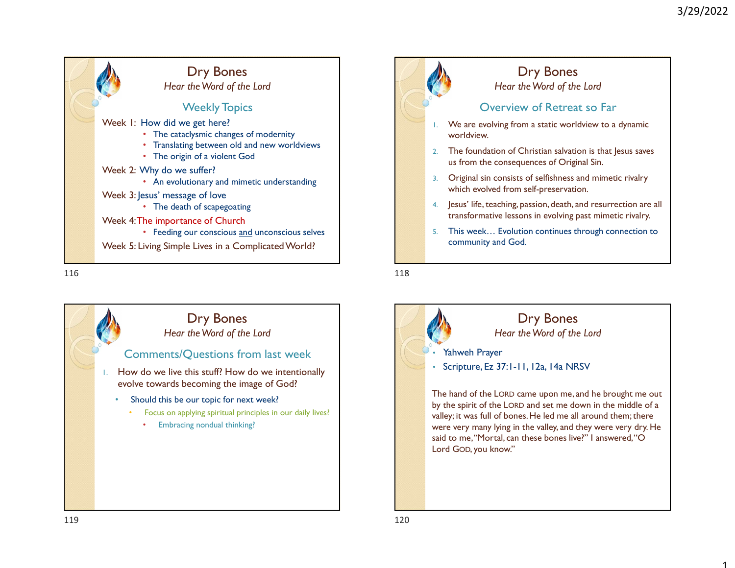## Dry Bones

*Hear the Word of the Lord*

### Weekly Topics

Week 1: How did we get here?
- The cataclysmic changes of modernity
- Translating between old and new worldviews
- The origin of a violent God

Week 2: Why do we suffer?
- An evolutionary and mimetic understanding

Week 3: Jesus' message of love
- The death of scapegoating

Week 4: The importance of Church
- Feeding our conscious and unconscious selves

Week 5: Living Simple Lives in a Complicated World?

## Dry Bones

*Hear the Word of the Lord*

### Overview of Retreat so Far

1. We are evolving from a static worldview to a dynamic worldview.
2. The foundation of Christian salvation is that Jesus saves us from the consequences of Original Sin.
3. Original sin consists of selfishness and mimetic rivalry which evolved from self-preservation.
4. Jesus' life, teaching, passion, death, and resurrection are all transformative lessons in evolving past mimetic rivalry.
5. This week… Evolution continues through connection to community and God.

## Dry Bones

*Hear the Word of the Lord*

### Comments/Questions from last week

1. How do we live this stuff? How do we intentionally evolve towards becoming the image of God?
   - Should this be our topic for next week?
     - Focus on applying spiritual principles in our daily lives?
       - Embracing nondual thinking?

## Dry Bones

*Hear the Word of the Lord*

- Yahweh Prayer
- Scripture, Ez 37:1-11, 12a, 14a NRSV

The hand of the LORD came upon me, and he brought me out by the spirit of the LORD and set me down in the middle of a valley; it was full of bones. He led me all around them; there were very many lying in the valley, and they were very dry. He said to me, "Mortal, can these bones live?" I answered, "O Lord GOD, you know."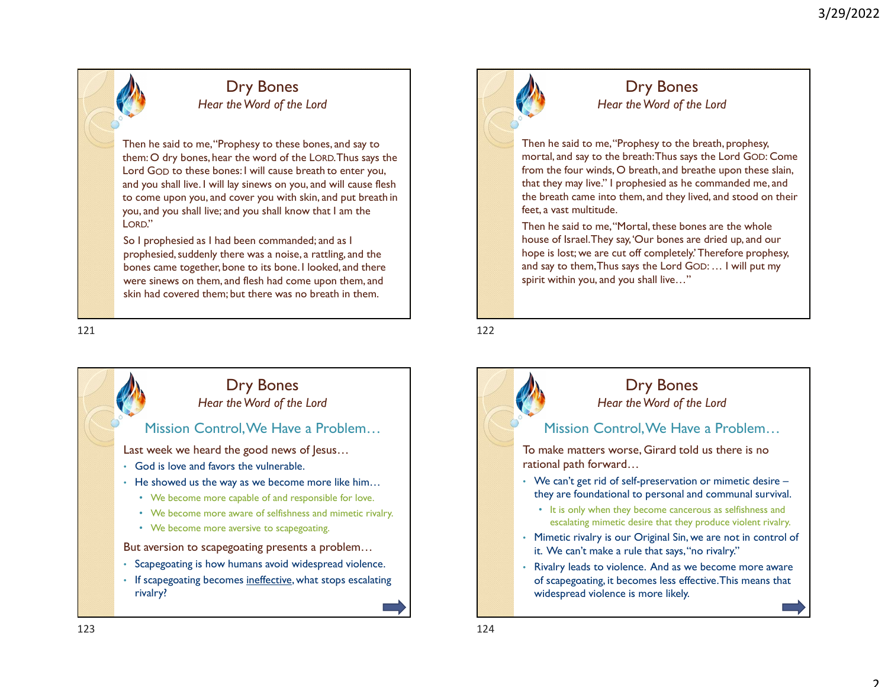## Dry Bones

*Hear the Word of the Lord*

Then he said to me, "Prophesy to these bones, and say to them: O dry bones, hear the word of the LORD. Thus says the Lord GOD to these bones: I will cause breath to enter you, and you shall live. I will lay sinews on you, and will cause flesh to come upon you, and cover you with skin, and put breath in you, and you shall live; and you shall know that I am the LORD."

So I prophesied as I had been commanded; and as I prophesied, suddenly there was a noise, a rattling, and the bones came together, bone to its bone. I looked, and there were sinews on them, and flesh had come upon them, and skin had covered them; but there was no breath in them.

## Dry Bones

*Hear the Word of the Lord*

Then he said to me, "Prophesy to the breath, prophesy, mortal, and say to the breath: Thus says the Lord GOD: Come from the four winds, O breath, and breathe upon these slain, that they may live." I prophesied as he commanded me, and the breath came into them, and they lived, and stood on their feet, a vast multitude.

Then he said to me, "Mortal, these bones are the whole house of Israel. They say, 'Our bones are dried up, and our hope is lost; we are cut off completely.' Therefore prophesy, and say to them, Thus says the Lord GOD: … I will put my spirit within you, and you shall live…"

## Dry Bones

*Hear the Word of the Lord*

### Mission Control, We Have a Problem…

Last week we heard the good news of Jesus…

- God is love and favors the vulnerable.
- He showed us the way as we become more like him…
  - We become more capable of and responsible for love.
  - We become more aware of selfishness and mimetic rivalry.
  - We become more aversive to scapegoating.

But aversion to scapegoating presents a problem…

- Scapegoating is how humans avoid widespread violence.
- If scapegoating becomes ineffective, what stops escalating rivalry?

## Dry Bones

*Hear the Word of the Lord*

### Mission Control, We Have a Problem…

To make matters worse, Girard told us there is no rational path forward…

- We can't get rid of self-preservation or mimetic desire – they are foundational to personal and communal survival.
  - It is only when they become cancerous as selfishness and escalating mimetic desire that they produce violent rivalry.
- Mimetic rivalry is our Original Sin, we are not in control of it. We can't make a rule that says, "no rivalry."
- Rivalry leads to violence. And as we become more aware of scapegoating, it becomes less effective. This means that widespread violence is more likely.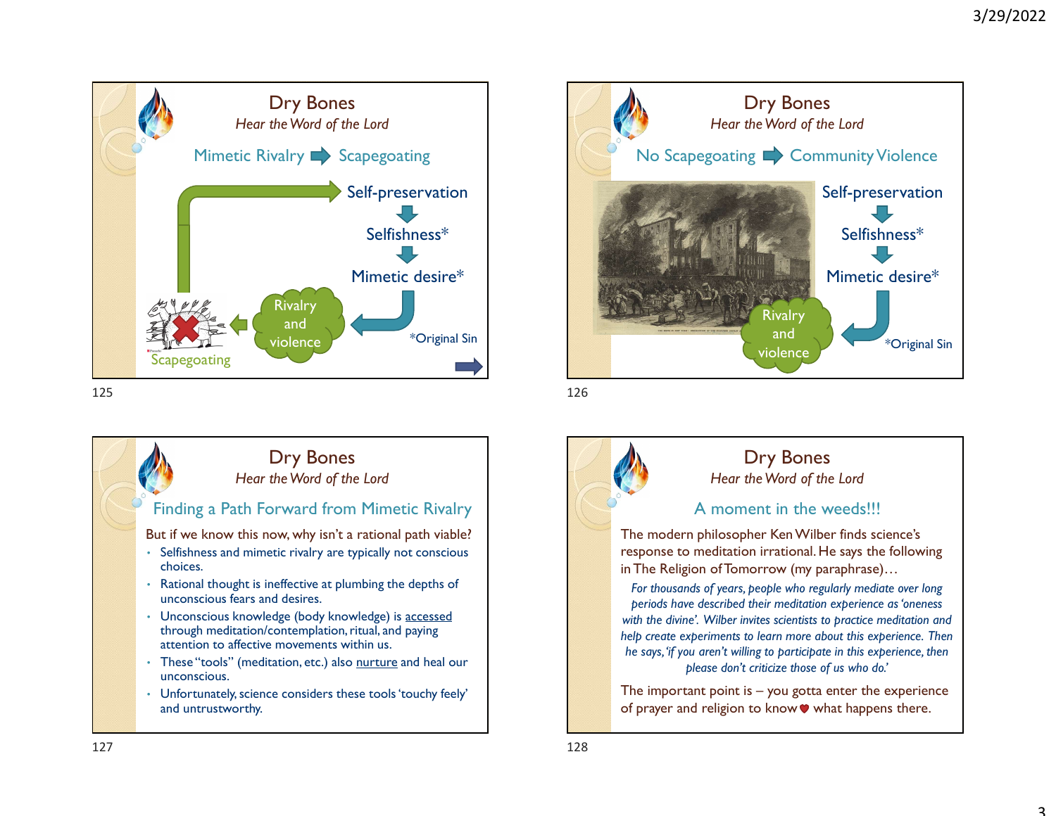## Dry Bones

*Hear the Word of the Lord*

### Mimetic Rivalry ➡ Scapegoating

Self-preservation

Selfishness*

Mimetic desire*

Rivalry and violence

Scapegoating

*Original Sin

## Dry Bones

*Hear the Word of the Lord*

### No Scapegoating ➡ Community Violence

Self-preservation

Selfishness*

Mimetic desire*

Rivalry and violence

*Original Sin

## Dry Bones

*Hear the Word of the Lord*

### Finding a Path Forward from Mimetic Rivalry

But if we know this now, why isn't a rational path viable?

- Selfishness and mimetic rivalry are typically not conscious choices.
- Rational thought is ineffective at plumbing the depths of unconscious fears and desires.
- Unconscious knowledge (body knowledge) is accessed through meditation/contemplation, ritual, and paying attention to affective movements within us.
- These "tools" (meditation, etc.) also nurture and heal our unconscious.
- Unfortunately, science considers these tools 'touchy feely' and untrustworthy.

## Dry Bones

*Hear the Word of the Lord*

### A moment in the weeds!!!

The modern philosopher Ken Wilber finds science's response to meditation irrational. He says the following in The Religion of Tomorrow (my paraphrase)…

*For thousands of years, people who regularly mediate over long periods have described their meditation experience as 'oneness with the divine'. Wilber invites scientists to practice meditation and help create experiments to learn more about this experience. Then he says, 'if you aren't willing to participate in this experience, then please don't criticize those of us who do.'*

The important point is – you gotta enter the experience of prayer and religion to know ♥ what happens there.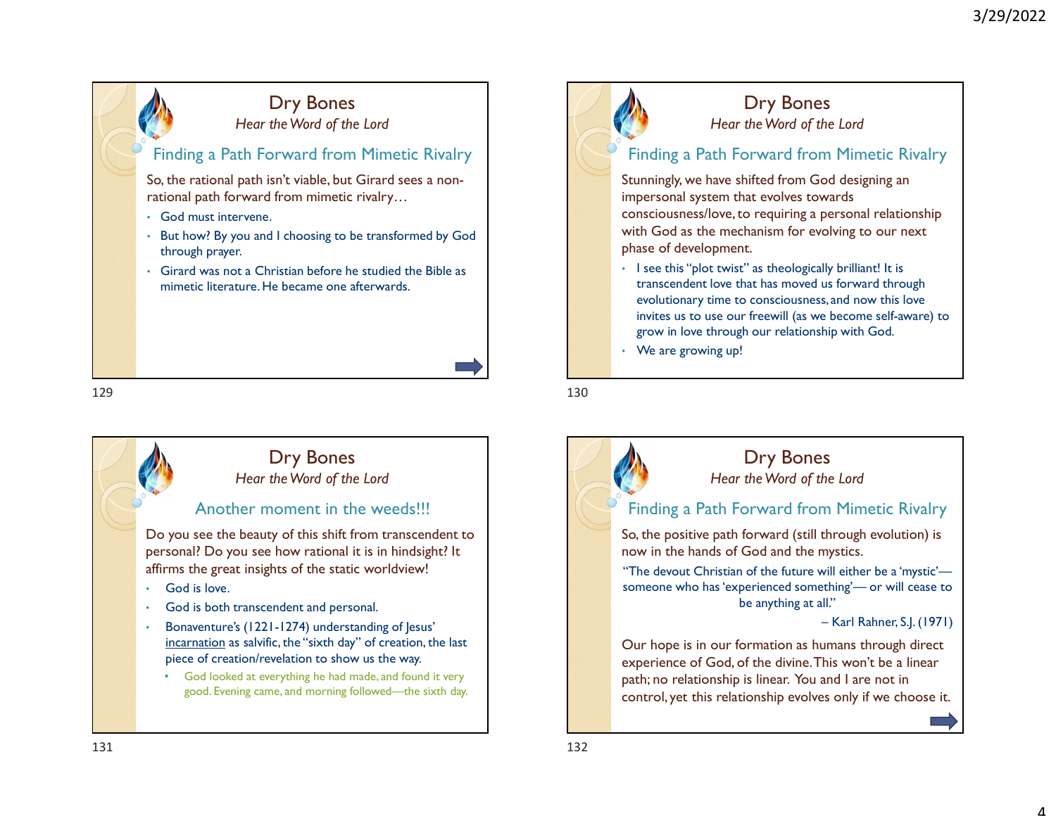# Dry Bones

*Hear the Word of the Lord*

## Finding a Path Forward from Mimetic Rivalry

So, the rational path isn't viable, but Girard sees a non-rational path forward from mimetic rivalry…

- God must intervene.
- But how? By you and I choosing to be transformed by God through prayer.
- Girard was not a Christian before he studied the Bible as mimetic literature. He became one afterwards.

# Dry Bones

*Hear the Word of the Lord*

## Finding a Path Forward from Mimetic Rivalry

Stunningly, we have shifted from God designing an impersonal system that evolves towards consciousness/love, to requiring a personal relationship with God as the mechanism for evolving to our next phase of development.

- I see this "plot twist" as theologically brilliant! It is transcendent love that has moved us forward through evolutionary time to consciousness, and now this love invites us to use our freewill (as we become self-aware) to grow in love through our relationship with God.
- We are growing up!

# Dry Bones

*Hear the Word of the Lord*

## Another moment in the weeds!!!

Do you see the beauty of this shift from transcendent to personal? Do you see how rational it is in hindsight? It affirms the great insights of the static worldview!

- God is love.
- God is both transcendent and personal.
- Bonaventure's (1221-1274) understanding of Jesus' incarnation as salvific, the "sixth day" of creation, the last piece of creation/revelation to show us the way.
  - God looked at everything he had made, and found it very good. Evening came, and morning followed—the sixth day.

# Dry Bones

*Hear the Word of the Lord*

## Finding a Path Forward from Mimetic Rivalry

So, the positive path forward (still through evolution) is now in the hands of God and the mystics.

"The devout Christian of the future will either be a 'mystic'— someone who has 'experienced something'— or will cease to be anything at all."

– Karl Rahner, S.J. (1971)

Our hope is in our formation as humans through direct experience of God, of the divine. This won't be a linear path; no relationship is linear. You and I are not in control, yet this relationship evolves only if we choose it.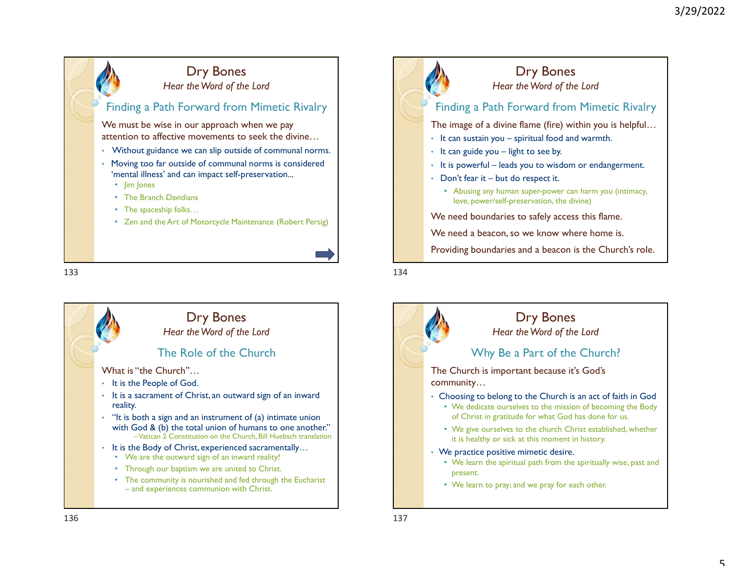## Dry Bones

*Hear the Word of the Lord*

### Finding a Path Forward from Mimetic Rivalry

We must be wise in our approach when we pay attention to affective movements to seek the divine…

- Without guidance we can slip outside of communal norms.
- Moving too far outside of communal norms is considered 'mental illness' and can impact self-preservation...
  - Jim Jones
  - The Branch Davidians
  - The spaceship folks…
  - Zen and the Art of Motorcycle Maintenance (Robert Persig)

## Dry Bones

*Hear the Word of the Lord*

### Finding a Path Forward from Mimetic Rivalry

The image of a divine flame (fire) within you is helpful…

- It can sustain you – spiritual food and warmth.
- It can guide you – light to see by.
- It is powerful – leads you to wisdom or endangerment.
- Don't fear it – but do respect it.
  - Abusing any human super-power can harm you (intimacy, love, power/self-preservation, the divine)

We need boundaries to safely access this flame.

We need a beacon, so we know where home is.

Providing boundaries and a beacon is the Church's role.

## Dry Bones

*Hear the Word of the Lord*

### The Role of the Church

What is "the Church"…

- It is the People of God.
- It is a sacrament of Christ, an outward sign of an inward reality.
- "It is both a sign and an instrument of (a) intimate union with God & (b) the total union of humans to one another."
  – Vatican 2 Constitution on the Church, Bill Huebsch translation
- It is the Body of Christ, experienced sacramentally…
  - We are the outward sign of an inward reality!
  - Through our baptism we are united to Christ.
  - The community is nourished and fed through the Eucharist – and experiences communion with Christ.

## Dry Bones

*Hear the Word of the Lord*

### Why Be a Part of the Church?

The Church is important because it's God's community…

- Choosing to belong to the Church is an act of faith in God
  - We dedicate ourselves to the mission of becoming the Body of Christ in gratitude for what God has done for us.
  - We give ourselves to the church Christ established, whether it is healthy or sick at this moment in history.
- We practice positive mimetic desire.
  - We learn the spiritual path from the spiritually wise, past and present.
  - We learn to pray; and we pray for each other.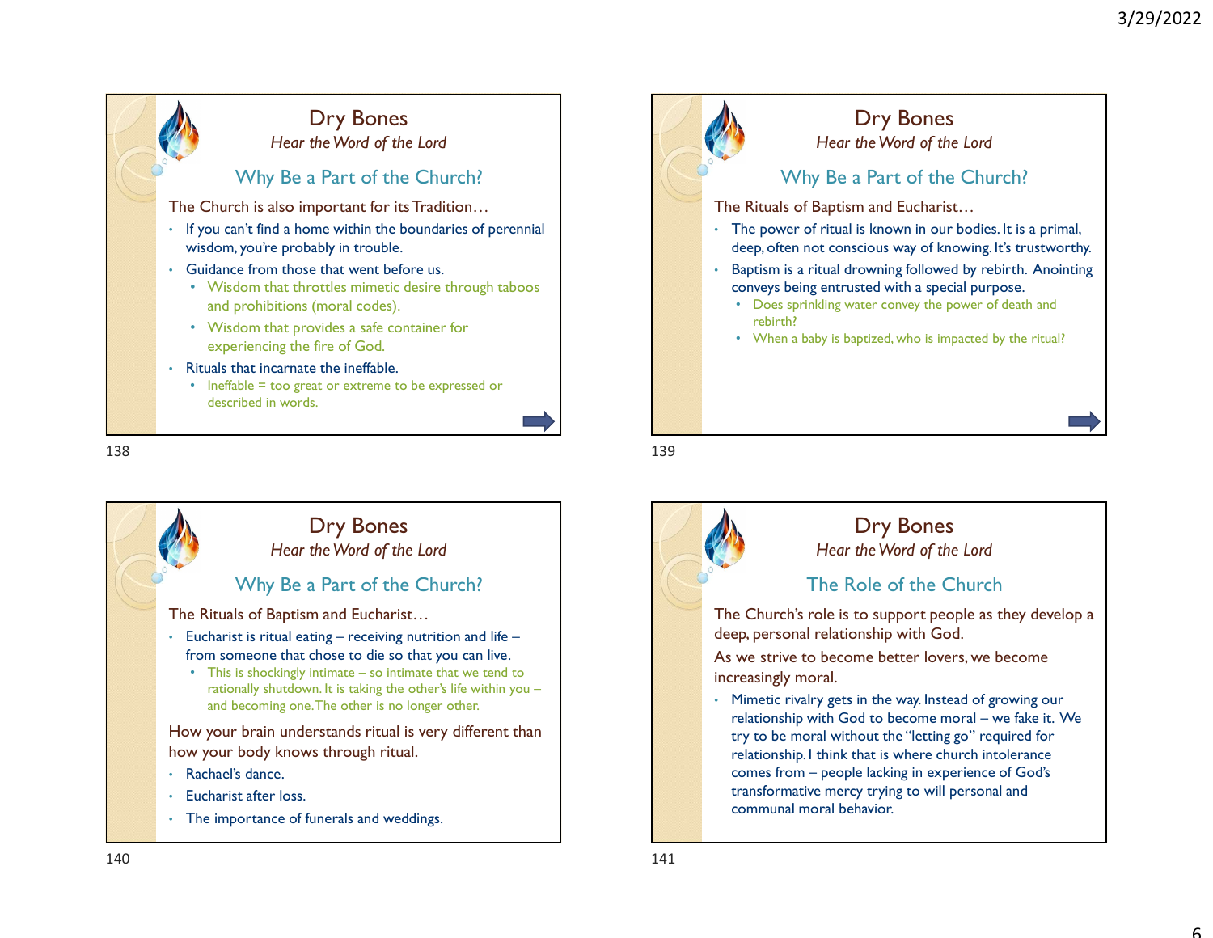## Dry Bones

*Hear the Word of the Lord*

### Why Be a Part of the Church?

The Church is also important for its Tradition…

- If you can't find a home within the boundaries of perennial wisdom, you're probably in trouble.
- Guidance from those that went before us.
  - Wisdom that throttles mimetic desire through taboos and prohibitions (moral codes).
  - Wisdom that provides a safe container for experiencing the fire of God.
- Rituals that incarnate the ineffable.
  - Ineffable = too great or extreme to be expressed or described in words.

## Dry Bones

*Hear the Word of the Lord*

### Why Be a Part of the Church?

The Rituals of Baptism and Eucharist…

- The power of ritual is known in our bodies. It is a primal, deep, often not conscious way of knowing. It's trustworthy.
- Baptism is a ritual drowning followed by rebirth. Anointing conveys being entrusted with a special purpose.
  - Does sprinkling water convey the power of death and rebirth?
  - When a baby is baptized, who is impacted by the ritual?

## Dry Bones

*Hear the Word of the Lord*

### Why Be a Part of the Church?

The Rituals of Baptism and Eucharist…

- Eucharist is ritual eating – receiving nutrition and life – from someone that chose to die so that you can live.
  - This is shockingly intimate – so intimate that we tend to rationally shutdown. It is taking the other's life within you – and becoming one. The other is no longer other.

How your brain understands ritual is very different than how your body knows through ritual.

- Rachael's dance.
- Eucharist after loss.
- The importance of funerals and weddings.

## Dry Bones

*Hear the Word of the Lord*

### The Role of the Church

The Church's role is to support people as they develop a deep, personal relationship with God.

As we strive to become better lovers, we become increasingly moral.

- Mimetic rivalry gets in the way. Instead of growing our relationship with God to become moral – we fake it. We try to be moral without the "letting go" required for relationship. I think that is where church intolerance comes from – people lacking in experience of God's transformative mercy trying to will personal and communal moral behavior.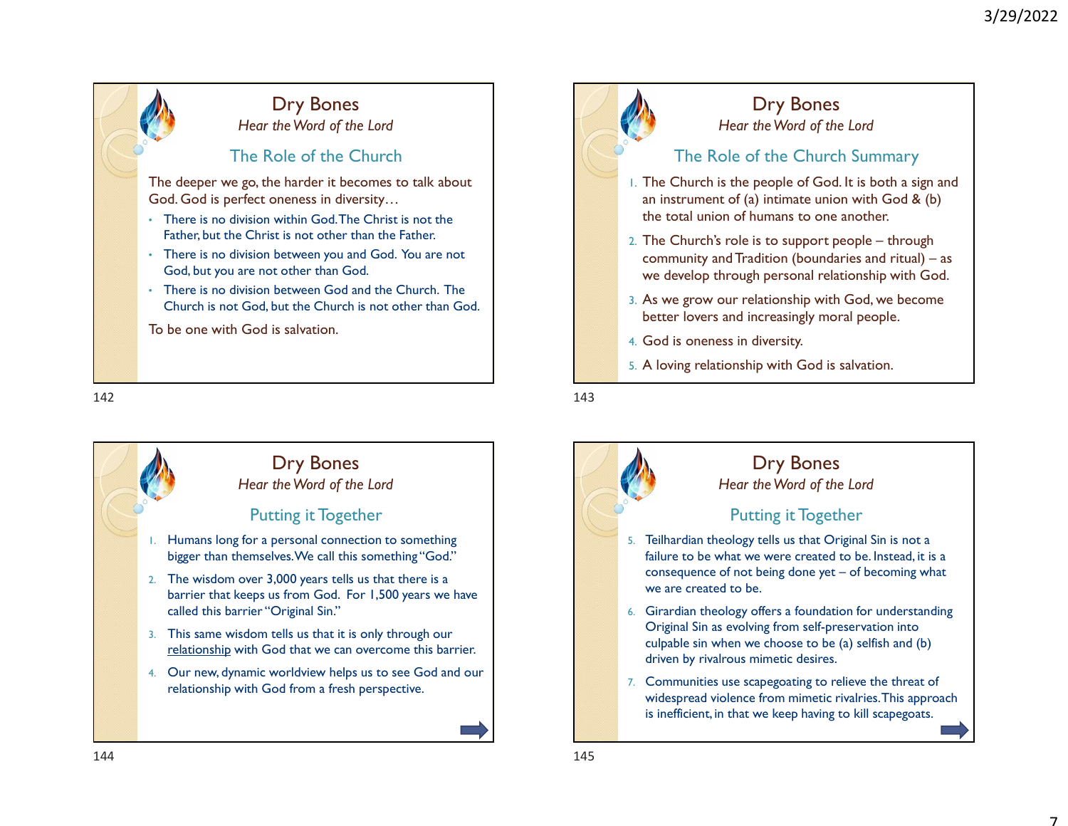## Dry Bones

*Hear the Word of the Lord*

### The Role of the Church

The deeper we go, the harder it becomes to talk about God. God is perfect oneness in diversity…

- There is no division within God. The Christ is not the Father, but the Christ is not other than the Father.
- There is no division between you and God. You are not God, but you are not other than God.
- There is no division between God and the Church. The Church is not God, but the Church is not other than God.

To be one with God is salvation.

## Dry Bones

*Hear the Word of the Lord*

### The Role of the Church Summary

1. The Church is the people of God. It is both a sign and an instrument of (a) intimate union with God & (b) the total union of humans to one another.
2. The Church's role is to support people – through community and Tradition (boundaries and ritual) – as we develop through personal relationship with God.
3. As we grow our relationship with God, we become better lovers and increasingly moral people.
4. God is oneness in diversity.
5. A loving relationship with God is salvation.

## Dry Bones

*Hear the Word of the Lord*

### Putting it Together

1. Humans long for a personal connection to something bigger than themselves. We call this something "God."
2. The wisdom over 3,000 years tells us that there is a barrier that keeps us from God. For 1,500 years we have called this barrier "Original Sin."
3. This same wisdom tells us that it is only through our relationship with God that we can overcome this barrier.
4. Our new, dynamic worldview helps us to see God and our relationship with God from a fresh perspective.

## Dry Bones

*Hear the Word of the Lord*

### Putting it Together

5. Teilhardian theology tells us that Original Sin is not a failure to be what we were created to be. Instead, it is a consequence of not being done yet – of becoming what we are created to be.
6. Girardian theology offers a foundation for understanding Original Sin as evolving from self-preservation into culpable sin when we choose to be (a) selfish and (b) driven by rivalrous mimetic desires.
7. Communities use scapegoating to relieve the threat of widespread violence from mimetic rivalries. This approach is inefficient, in that we keep having to kill scapegoats.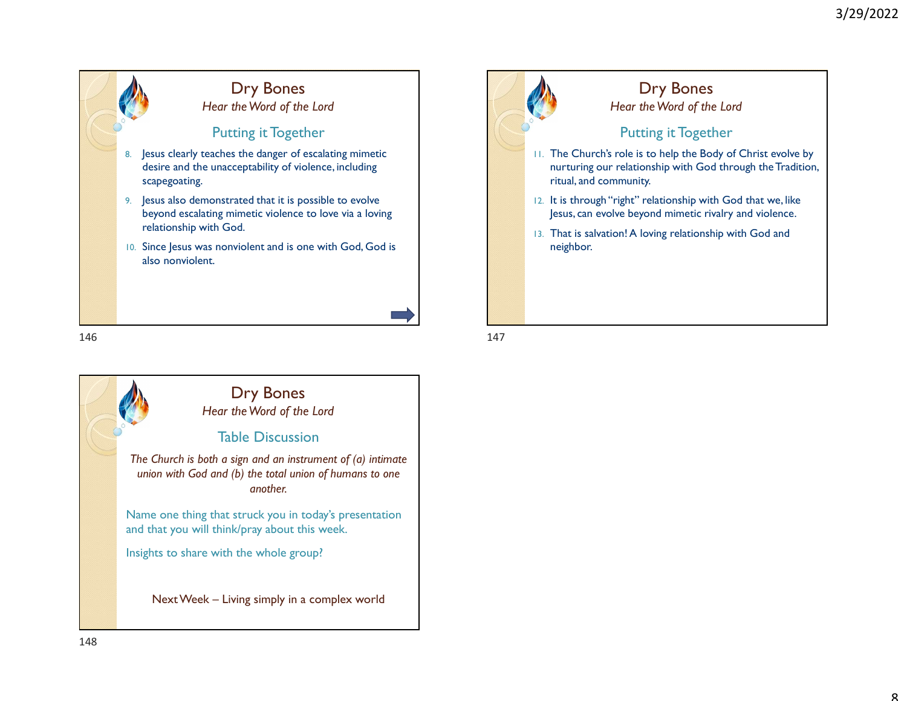## Dry Bones

*Hear the Word of the Lord*

### Putting it Together

8. Jesus clearly teaches the danger of escalating mimetic desire and the unacceptability of violence, including scapegoating.
9. Jesus also demonstrated that it is possible to evolve beyond escalating mimetic violence to love via a loving relationship with God.
10. Since Jesus was nonviolent and is one with God, God is also nonviolent.

## Dry Bones

*Hear the Word of the Lord*

### Putting it Together

11. The Church's role is to help the Body of Christ evolve by nurturing our relationship with God through the Tradition, ritual, and community.
12. It is through "right" relationship with God that we, like Jesus, can evolve beyond mimetic rivalry and violence.
13. That is salvation! A loving relationship with God and neighbor.

## Dry Bones

*Hear the Word of the Lord*

### Table Discussion

*The Church is both a sign and an instrument of (a) intimate union with God and (b) the total union of humans to one another.*

Name one thing that struck you in today's presentation and that you will think/pray about this week.

Insights to share with the whole group?

Next Week – Living simply in a complex world